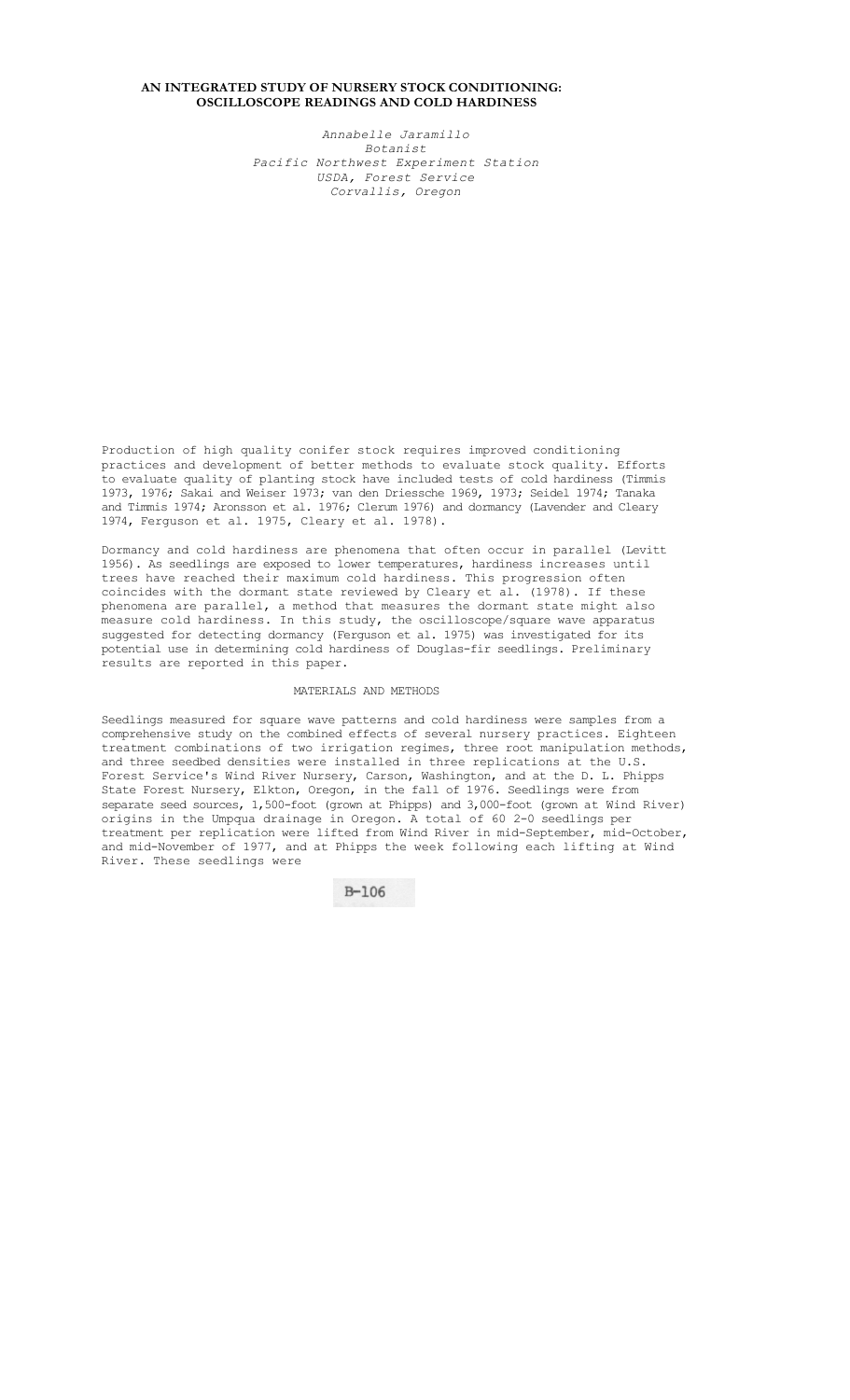# AN INTEGRATED STUDY OF NURSERY STOCK CONDITIONING: OSCILLOSCOPE READINGS AND COLD HARDINESS

*Annabelle Jaramillo*
*Botanist*
*Pacific Northwest Experiment Station*
*USDA, Forest Service*
*Corvallis, Oregon*

Production of high quality conifer stock requires improved conditioning practices and development of better methods to evaluate stock quality. Efforts to evaluate quality of planting stock have included tests of cold hardiness (Timmis 1973, 1976; Sakai and Weiser 1973; van den Driessche 1969, 1973; Seidel 1974; Tanaka and Timmis 1974; Aronsson et al. 1976; Clerum 1976) and dormancy (Lavender and Cleary 1974, Ferguson et al. 1975, Cleary et al. 1978).

Dormancy and cold hardiness are phenomena that often occur in parallel (Levitt 1956). As seedlings are exposed to lower temperatures, hardiness increases until trees have reached their maximum cold hardiness. This progression often coincides with the dormant state reviewed by Cleary et al. (1978). If these phenomena are parallel, a method that measures the dormant state might also measure cold hardiness. In this study, the oscilloscope/square wave apparatus suggested for detecting dormancy (Ferguson et al. 1975) was investigated for its potential use in determining cold hardiness of Douglas-fir seedlings. Preliminary results are reported in this paper.

## MATERIALS AND METHODS

Seedlings measured for square wave patterns and cold hardiness were samples from a comprehensive study on the combined effects of several nursery practices. Eighteen treatment combinations of two irrigation regimes, three root manipulation methods, and three seedbed densities were installed in three replications at the U.S. Forest Service's Wind River Nursery, Carson, Washington, and at the D. L. Phipps State Forest Nursery, Elkton, Oregon, in the fall of 1976. Seedlings were from separate seed sources, 1,500-foot (grown at Phipps) and 3,000-foot (grown at Wind River) origins in the Umpqua drainage in Oregon. A total of 60 2-0 seedlings per treatment per replication were lifted from Wind River in mid-September, mid-October, and mid-November of 1977, and at Phipps the week following each lifting at Wind River. These seedlings were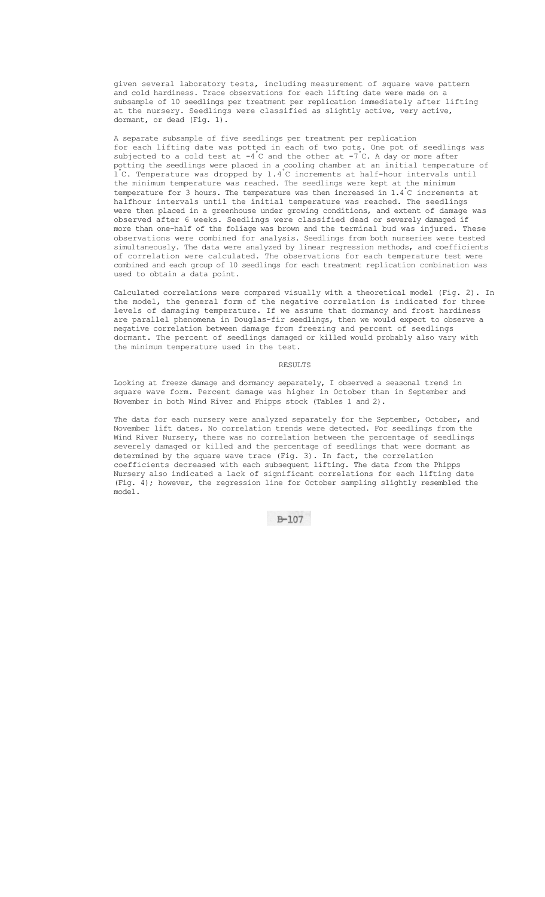given several laboratory tests, including measurement of square wave pattern and cold hardiness. Trace observations for each lifting date were made on a subsample of 10 seedlings per treatment per replication immediately after lifting at the nursery. Seedlings were classified as slightly active, very active, dormant, or dead (Fig. 1).

A separate subsample of five seedlings per treatment per replication for each lifting date was potted in each of two pots. One pot of seedlings was subjected to a cold test at -4°C and the other at -7°C. A day or more after potting the seedlings were placed in a cooling chamber at an initial temperature of 1°C. Temperature was dropped by 1.4°C increments at half-hour intervals until the minimum temperature was reached. The seedlings were kept at the minimum temperature for 3 hours. The temperature was then increased in 1.4°C increments at halfhour intervals until the initial temperature was reached. The seedlings were then placed in a greenhouse under growing conditions, and extent of damage was observed after 6 weeks. Seedlings were classified dead or severely damaged if more than one-half of the foliage was brown and the terminal bud was injured. These observations were combined for analysis. Seedlings from both nurseries were tested simultaneously. The data were analyzed by linear regression methods, and coefficients of correlation were calculated. The observations for each temperature test were combined and each group of 10 seedlings for each treatment replication combination was used to obtain a data point.

Calculated correlations were compared visually with a theoretical model (Fig. 2). In the model, the general form of the negative correlation is indicated for three levels of damaging temperature. If we assume that dormancy and frost hardiness are parallel phenomena in Douglas-fir seedlings, then we would expect to observe a negative correlation between damage from freezing and percent of seedlings dormant. The percent of seedlings damaged or killed would probably also vary with the minimum temperature used in the test.

## RESULTS

Looking at freeze damage and dormancy separately, I observed a seasonal trend in square wave form. Percent damage was higher in October than in September and November in both Wind River and Phipps stock (Tables 1 and 2).

The data for each nursery were analyzed separately for the September, October, and November lift dates. No correlation trends were detected. For seedlings from the Wind River Nursery, there was no correlation between the percentage of seedlings severely damaged or killed and the percentage of seedlings that were dormant as determined by the square wave trace (Fig. 3). In fact, the correlation coefficients decreased with each subsequent lifting. The data from the Phipps Nursery also indicated a lack of significant correlations for each lifting date (Fig. 4); however, the regression line for October sampling slightly resembled the model.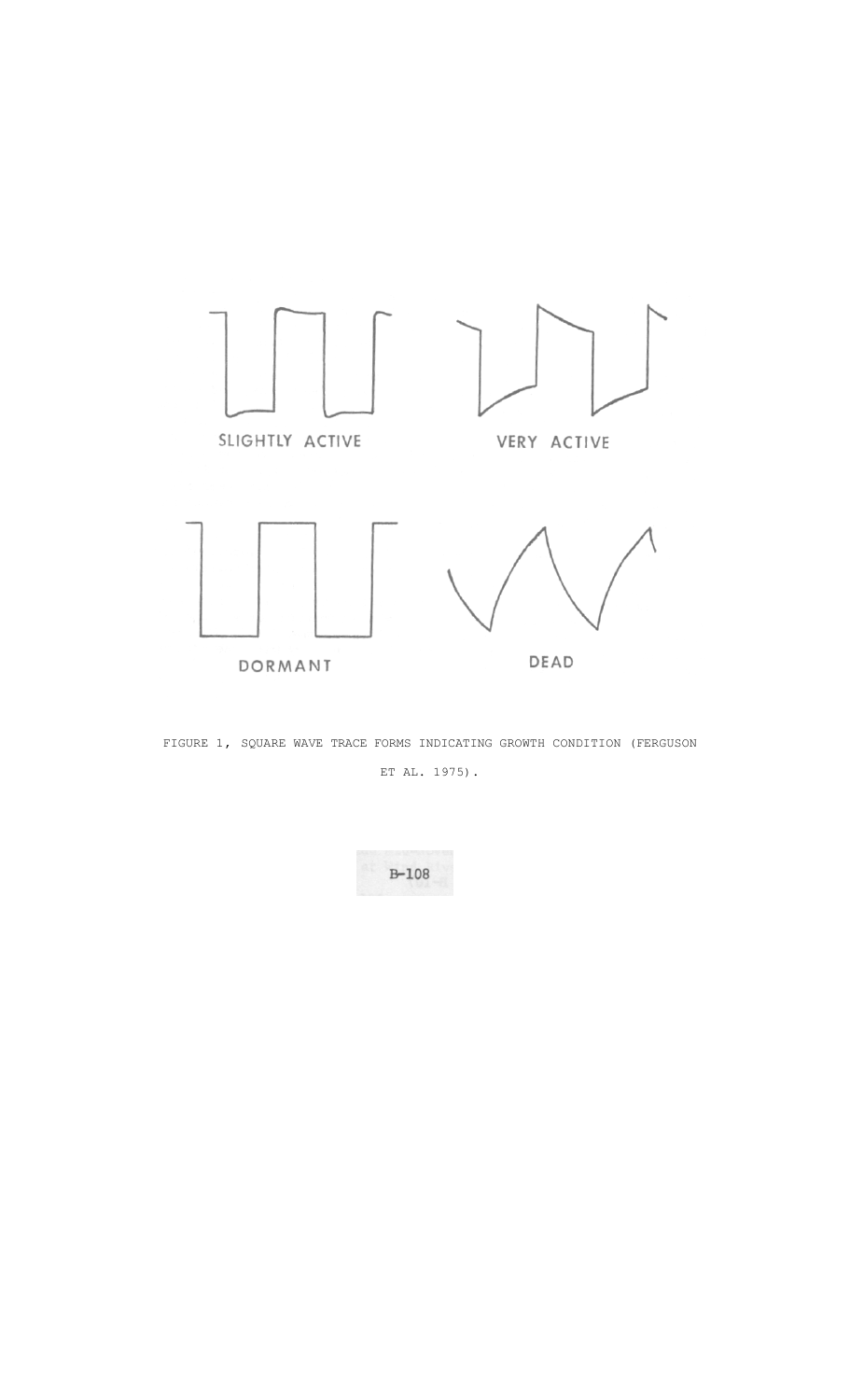SLIGHTLY ACTIVE

VERY ACTIVE

DORMANT

DEAD

FIGURE 1, SQUARE WAVE TRACE FORMS INDICATING GROWTH CONDITION (FERGUSON ET AL. 1975).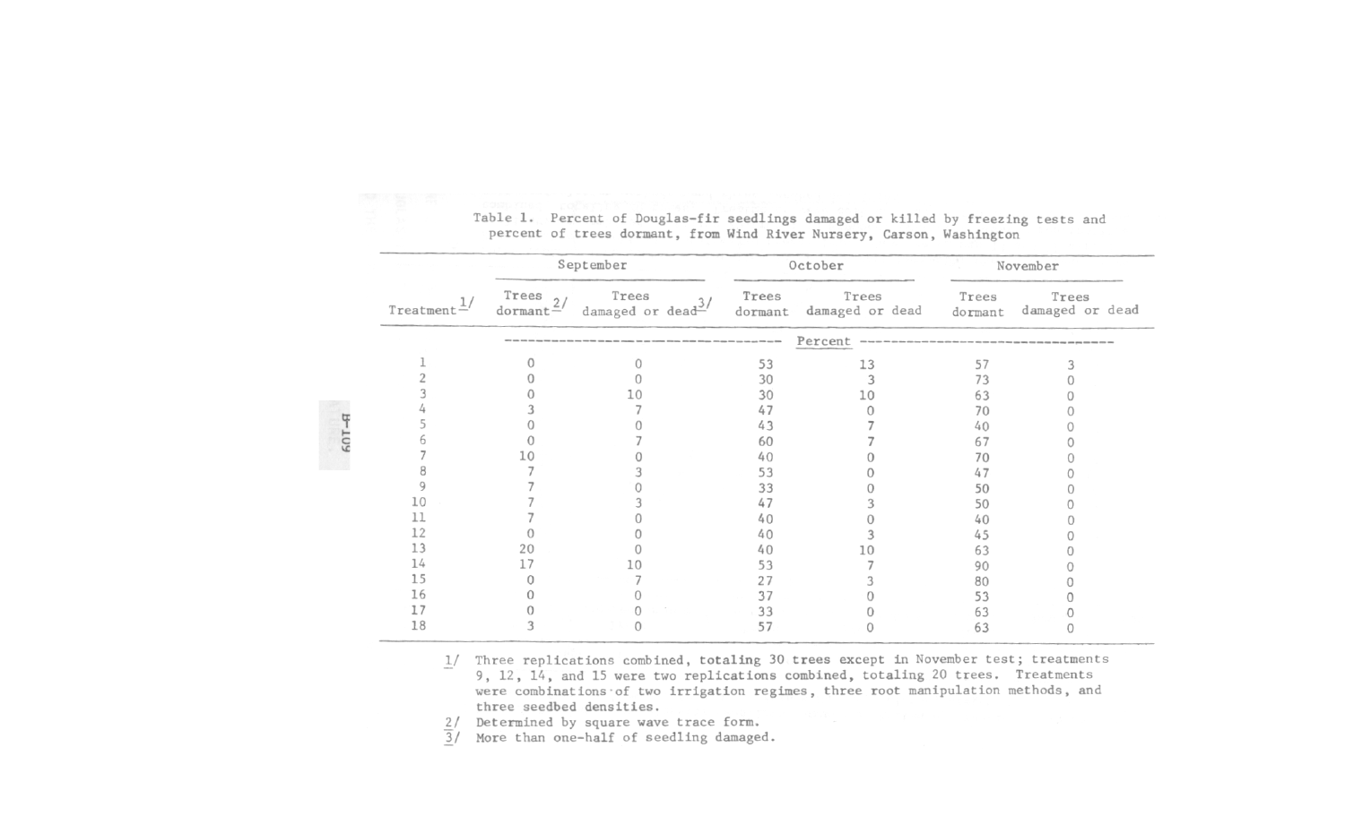Table 1. Percent of Douglas-fir seedlings damaged or killed by freezing tests and percent of trees dormant, from Wind River Nursery, Carson, Washington

| Treatment[1/] | September | | October | | November | |
|---|---|---|---|---|---|---|
| | Trees dormant[2/] | Trees damaged or dead[3/] | Trees dormant | Trees damaged or dead | Trees dormant | Trees damaged or dead |
| | Percent | | | | | |
| 1 | 0 | 0 | 53 | 13 | 57 | 3 |
| 2 | 0 | 0 | 30 | 3 | 73 | 0 |
| 3 | 0 | 10 | 30 | 10 | 63 | 0 |
| 4 | 3 | 7 | 47 | 0 | 70 | 0 |
| 5 | 0 | 0 | 43 | 7 | 40 | 0 |
| 6 | 0 | 7 | 60 | 7 | 67 | 0 |
| 7 | 10 | 0 | 40 | 0 | 70 | 0 |
| 8 | 7 | 3 | 53 | 0 | 47 | 0 |
| 9 | 7 | 0 | 33 | 0 | 50 | 0 |
| 10 | 7 | 3 | 47 | 3 | 50 | 0 |
| 11 | 7 | 0 | 40 | 0 | 40 | 0 |
| 12 | 0 | 0 | 40 | 3 | 45 | 0 |
| 13 | 20 | 0 | 40 | 10 | 63 | 0 |
| 14 | 17 | 10 | 53 | 7 | 90 | 0 |
| 15 | 0 | 7 | 27 | 3 | 80 | 0 |
| 16 | 0 | 0 | 37 | 0 | 53 | 0 |
| 17 | 0 | 0 | 33 | 0 | 63 | 0 |
| 18 | 3 | 0 | 57 | 0 | 63 | 0 |

1/ Three replications combined, totaling 30 trees except in November test; treatments 9, 12, 14, and 15 were two replications combined, totaling 20 trees. Treatments were combinations of two irrigation regimes, three root manipulation methods, and three seedbed densities.

2/ Determined by square wave trace form.

3/ More than one-half of seedling damaged.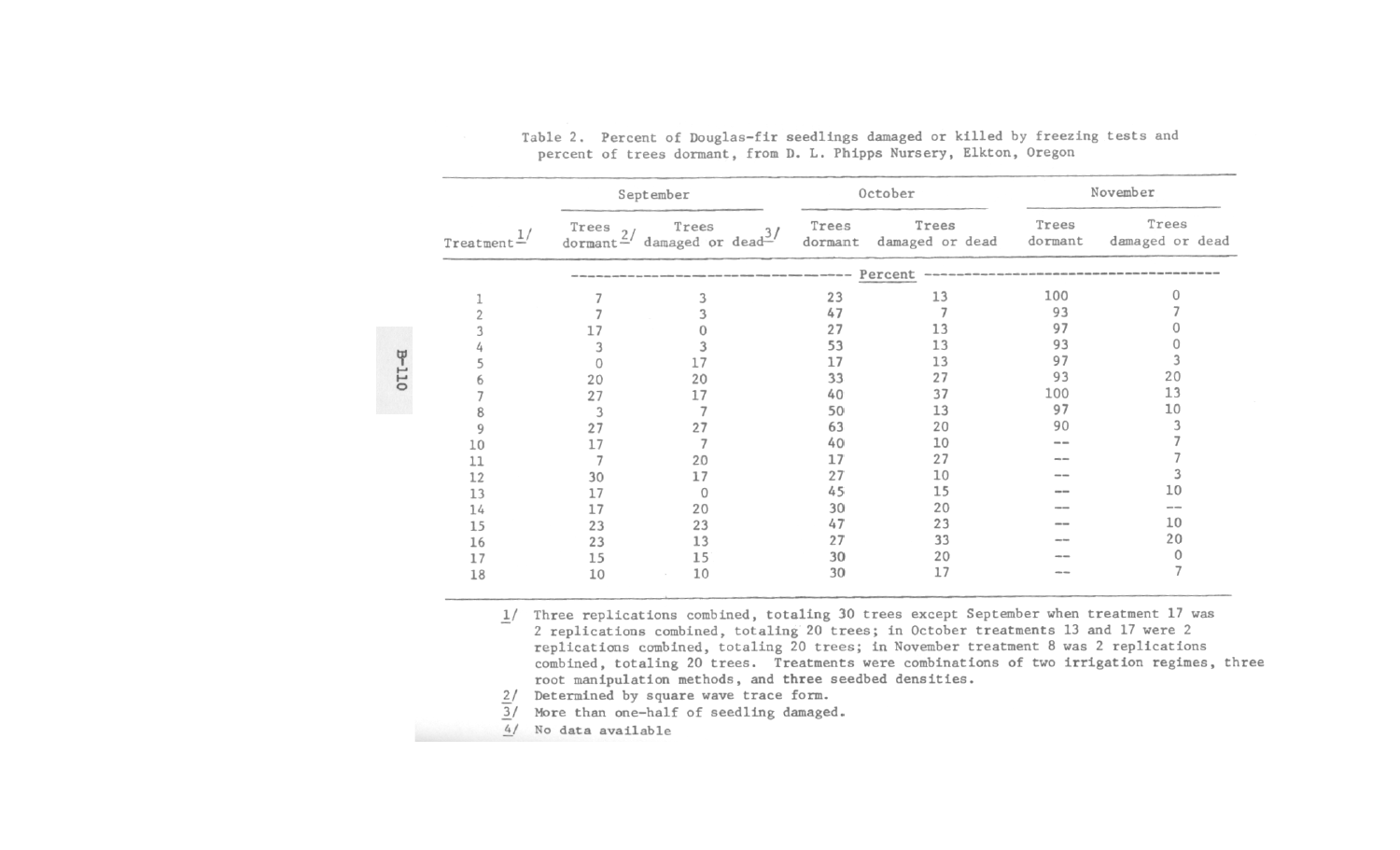Table 2. Percent of Douglas-fir seedlings damaged or killed by freezing tests and percent of trees dormant, from D. L. Phipps Nursery, Elkton, Oregon

| Treatment[1/] | September | | October | | November | |
|---|---|---|---|---|---|---|
| | Trees dormant[2/] | Trees damaged or dead[3/] | Trees dormant | Trees damaged or dead | Trees dormant | Trees damaged or dead |
| | Percent | | | | | |
| 1 | 7 | 3 | 23 | 13 | 100 | 0 |
| 2 | 7 | 3 | 47 | 7 | 93 | 7 |
| 3 | 17 | 0 | 27 | 13 | 97 | 0 |
| 4 | 3 | 3 | 53 | 13 | 93 | 0 |
| 5 | 0 | 17 | 17 | 13 | 97 | 3 |
| 6 | 20 | 20 | 33 | 27 | 93 | 20 |
| 7 | 27 | 17 | 40 | 37 | 100 | 13 |
| 8 | 3 | 7 | 50 | 13 | 97 | 10 |
| 9 | 27 | 27 | 63 | 20 | 90 | 3 |
| 10 | 17 | 7 | 40 | 10 | -- | 7 |
| 11 | 7 | 20 | 17 | 27 | -- | 7 |
| 12 | 30 | 17 | 27 | 10 | -- | 3 |
| 13 | 17 | 0 | 45 | 15 | -- | 10 |
| 14 | 17 | 20 | 30 | 20 | -- | -- |
| 15 | 23 | 23 | 47 | 23 | -- | 10 |
| 16 | 23 | 13 | 27 | 33 | -- | 20 |
| 17 | 15 | 15 | 30 | 20 | -- | 0 |
| 18 | 10 | 10 | 30 | 17 | -- | 7 |

1/ Three replications combined, totaling 30 trees except September when treatment 17 was 2 replications combined, totaling 20 trees; in October treatments 13 and 17 were 2 replications combined, totaling 20 trees; in November treatment 8 was 2 replications combined, totaling 20 trees. Treatments were combinations of two irrigation regimes, three root manipulation methods, and three seedbed densities.

2/ Determined by square wave trace form.

3/ More than one-half of seedling damaged.

4/ No data available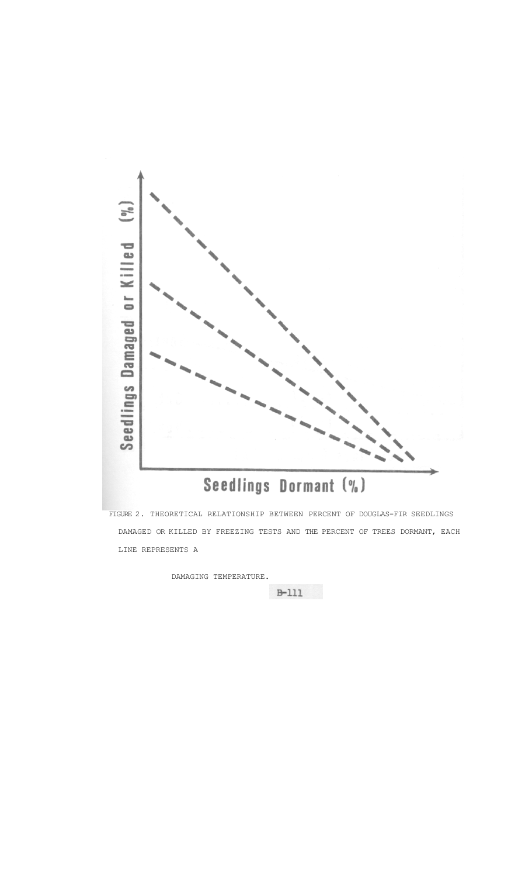FIGURE 2. THEORETICAL RELATIONSHIP BETWEEN PERCENT OF DOUGLAS-FIR SEEDLINGS DAMAGED OR KILLED BY FREEZING TESTS AND THE PERCENT OF TREES DORMANT, EACH LINE REPRESENTS A DAMAGING TEMPERATURE.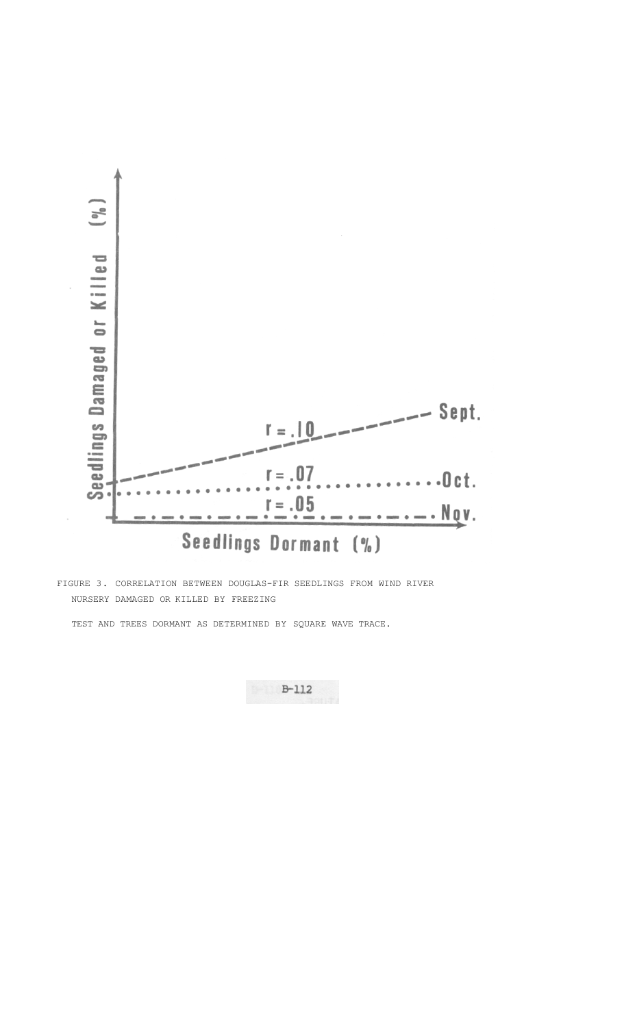FIGURE 3. CORRELATION BETWEEN DOUGLAS-FIR SEEDLINGS FROM WIND RIVER NURSERY DAMAGED OR KILLED BY FREEZING TEST AND TREES DORMANT AS DETERMINED BY SQUARE WAVE TRACE.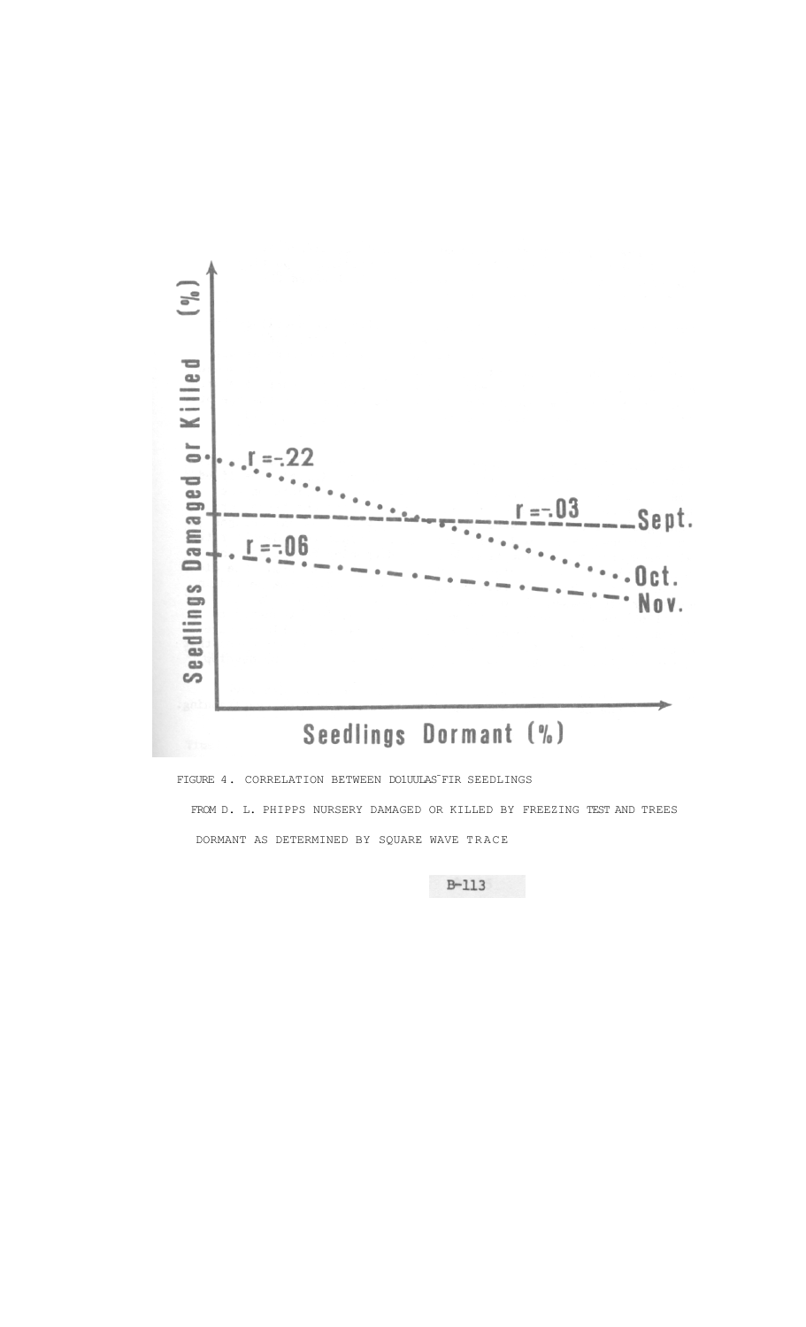FIGURE 4. CORRELATION BETWEEN DOUGLAS-FIR SEEDLINGS FROM D. L. PHIPPS NURSERY DAMAGED OR KILLED BY FREEZING TEST AND TREES DORMANT AS DETERMINED BY SQUARE WAVE TRACE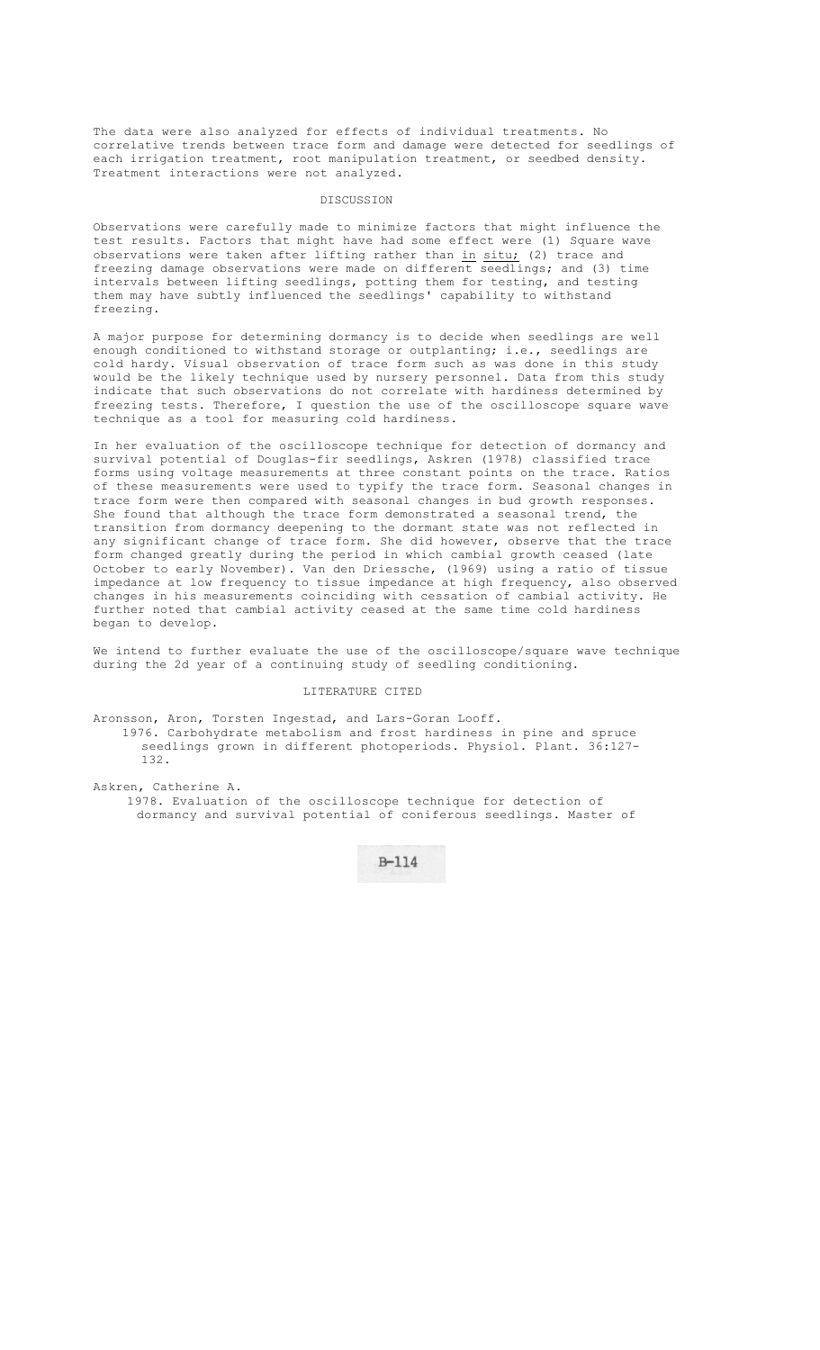The data were also analyzed for effects of individual treatments. No correlative trends between trace form and damage were detected for seedlings of each irrigation treatment, root manipulation treatment, or seedbed density. Treatment interactions were not analyzed.

## DISCUSSION

Observations were carefully made to minimize factors that might influence the test results. Factors that might have had some effect were (1) Square wave observations were taken after lifting rather than *in situ*; (2) trace and freezing damage observations were made on different seedlings; and (3) time intervals between lifting seedlings, potting them for testing, and testing them may have subtly influenced the seedlings' capability to withstand freezing.

A major purpose for determining dormancy is to decide when seedlings are well enough conditioned to withstand storage or outplanting; i.e., seedlings are cold hardy. Visual observation of trace form such as was done in this study would be the likely technique used by nursery personnel. Data from this study indicate that such observations do not correlate with hardiness determined by freezing tests. Therefore, I question the use of the oscilloscope square wave technique as a tool for measuring cold hardiness.

In her evaluation of the oscilloscope technique for detection of dormancy and survival potential of Douglas-fir seedlings, Askren (1978) classified trace forms using voltage measurements at three constant points on the trace. Ratios of these measurements were used to typify the trace form. Seasonal changes in trace form were then compared with seasonal changes in bud growth responses. She found that although the trace form demonstrated a seasonal trend, the transition from dormancy deepening to the dormant state was not reflected in any significant change of trace form. She did however, observe that the trace form changed greatly during the period in which cambial growth ceased (late October to early November). Van den Driessche, (1969) using a ratio of tissue impedance at low frequency to tissue impedance at high frequency, also observed changes in his measurements coinciding with cessation of cambial activity. He further noted that cambial activity ceased at the same time cold hardiness began to develop.

We intend to further evaluate the use of the oscilloscope/square wave technique during the 2d year of a continuing study of seedling conditioning.

## LITERATURE CITED

Aronsson, Aron, Torsten Ingestad, and Lars-Goran Looff.
1976. Carbohydrate metabolism and frost hardiness in pine and spruce seedlings grown in different photoperiods. Physiol. Plant. 36:127-132.

Askren, Catherine A.
1978. Evaluation of the oscilloscope technique for detection of dormancy and survival potential of coniferous seedlings. Master of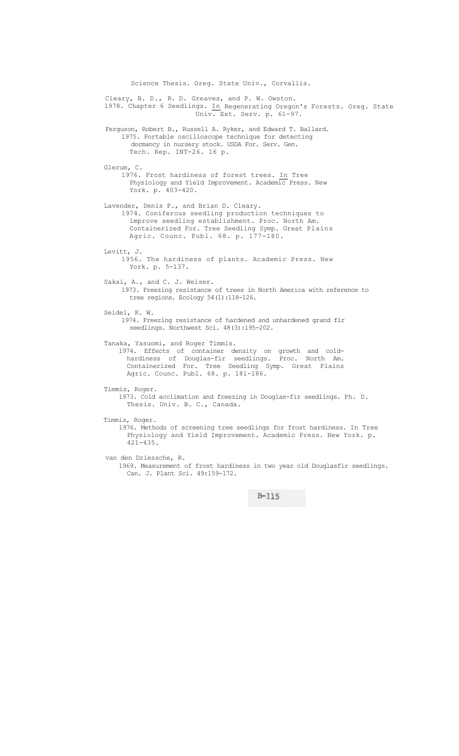Science Thesis. Oreg. State Univ., Corvallis.

Cleary, B. D., R. D. Greaves, and P. W. Owston.
1978. Chapter 6 Seedlings. In Regenerating Oregon's Forests. Oreg. State Univ. Ext. Serv. p. 61-97.

Ferguson, Robert B., Russell A. Ryker, and Edward T. Ballard.
1975. Portable oscilloscope technique for detecting dormancy in nursery stock. USDA For. Serv. Gen. Tech. Rep. INT-26. 16 p.

Glerum, C.
1976. Frost hardiness of forest trees. In Tree Physiology and Yield Improvement. Academic Press. New York. p. 403-420.

Lavender, Denis P., and Brian D. Cleary.
1974. Coniferous seedling production techniques to improve seedling establishment. Proc. North Am. Containerized For. Tree Seedling Symp. Great Plains Agric. Counc. Publ. 68. p. 177-180.

Levitt, J.
1956. The hardiness of plants. Academic Press. New York. p. 5-137.

Sakai, A., and C. J. Weiser.
1973. Freezing resistance of trees in North America with reference to tree regions. Ecology 54(1):118-126.

Seidel, K. W.
1974. Freezing resistance of hardened and unhardened grand fir seedlings. Northwest Sci. 48(3):195-202.

Tanaka, Yasuomi, and Roger Timmis.
1974. Effects of container density on growth and cold-hardiness of Douglas-fir seedlings. Proc. North Am. Containerized For. Tree Seedling Symp. Great Plains Agric. Counc. Publ. 68. p. 181-186.

Timmis, Roger.
1973. Cold acclimation and freezing in Douglas-fir seedlings. Ph. D. Thesis. Univ. B. C., Canada.

Timmis, Roger.
1976. Methods of screening tree seedlings for frost hardiness. In Tree Physiology and Yield Improvement. Academic Press. New York. p. 421-435.

van den Driessche, R.
1969. Measurement of frost hardiness in two year old Douglasfir seedlings. Can. J. Plant Sci. 49:159-172.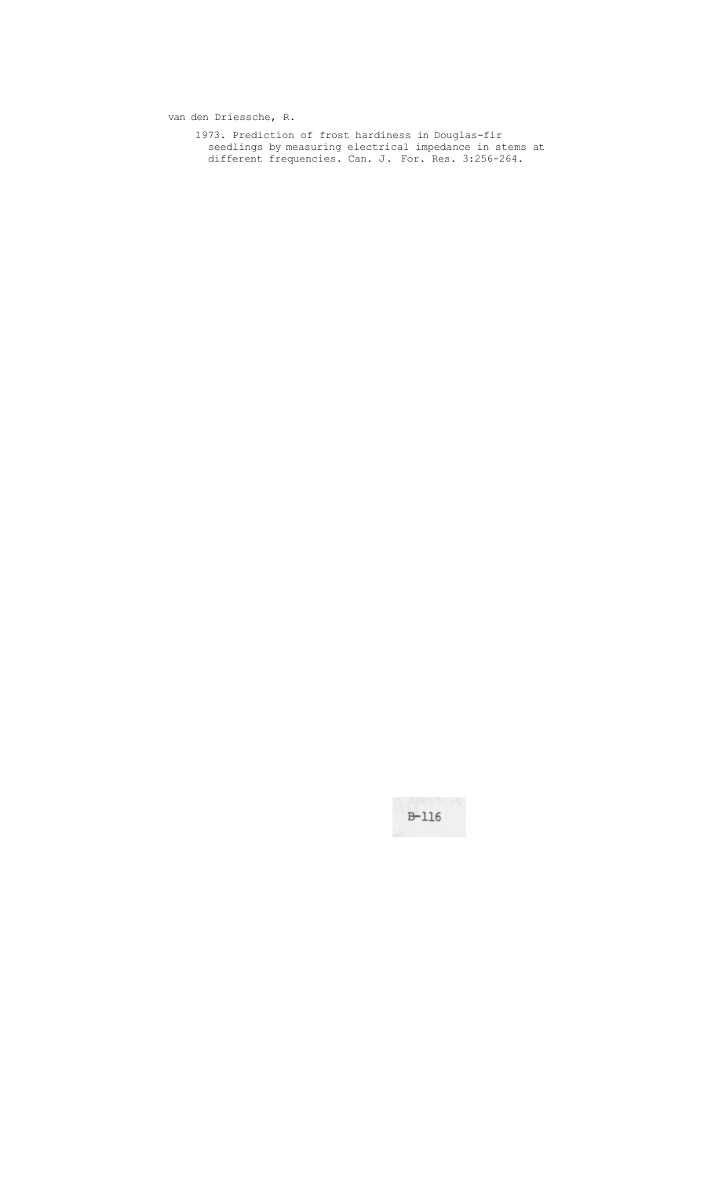van den Driessche, R.

1973. Prediction of frost hardiness in Douglas-fir seedlings by measuring electrical impedance in stems at different frequencies. Can. J. For. Res. 3:256-264.